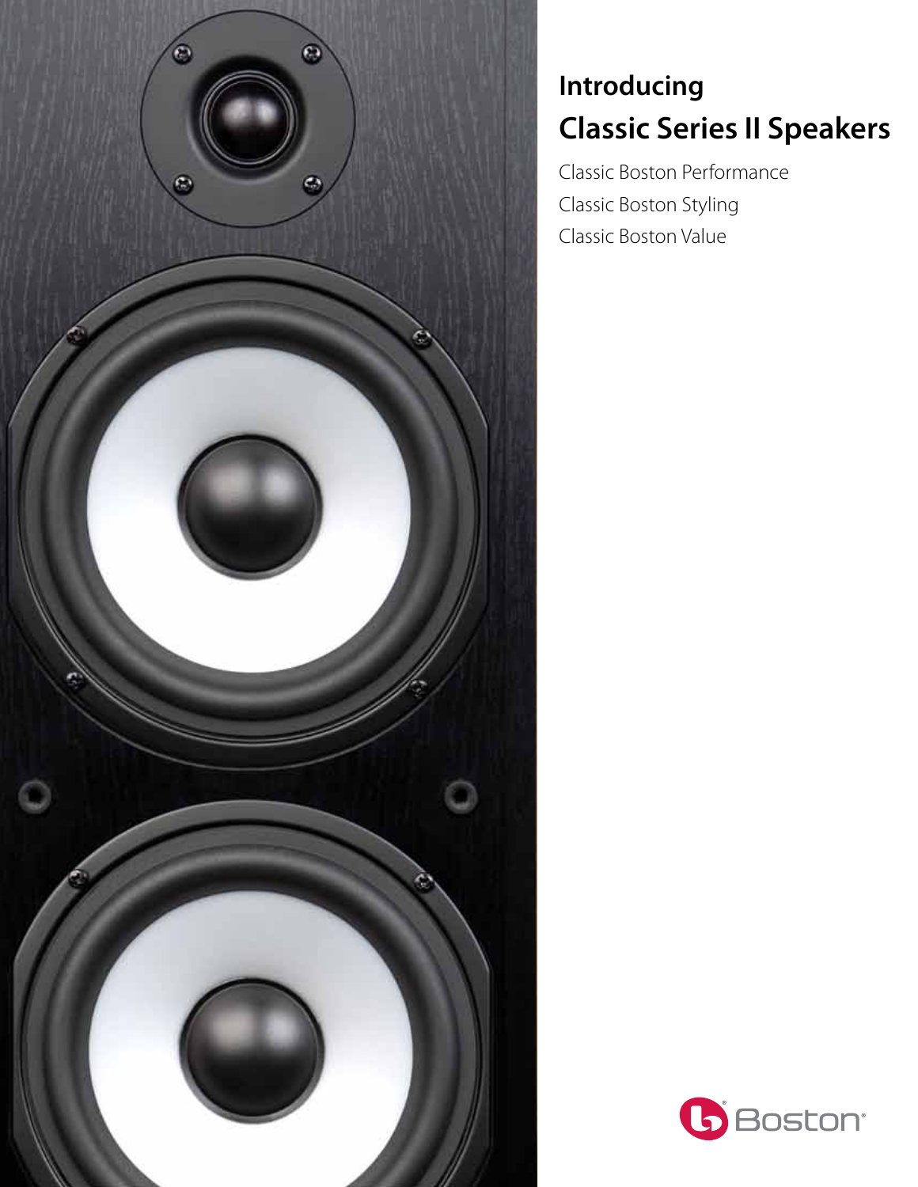# Introducing

# Classic Series II Speakers

Classic Boston Performance

Classic Boston Styling

Classic Boston Value

Boston®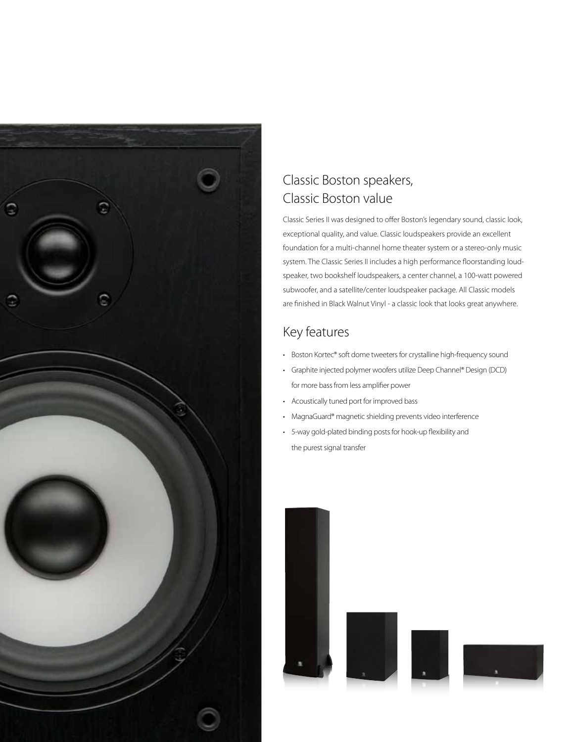## Classic Boston speakers, Classic Boston value

Classic Series II was designed to offer Boston's legendary sound, classic look, exceptional quality, and value. Classic loudspeakers provide an excellent foundation for a multi-channel home theater system or a stereo-only music system. The Classic Series II includes a high performance floorstanding loudspeaker, two bookshelf loudspeakers, a center channel, a 100-watt powered subwoofer, and a satellite/center loudspeaker package. All Classic models are finished in Black Walnut Vinyl - a classic look that looks great anywhere.

## Key features

- Boston Kortec® soft dome tweeters for crystalline high-frequency sound
- Graphite injected polymer woofers utilize Deep Channel® Design (DCD) for more bass from less amplifier power
- Acoustically tuned port for improved bass
- MagnaGuard® magnetic shielding prevents video interference
- 5-way gold-plated binding posts for hook-up flexibility and the purest signal transfer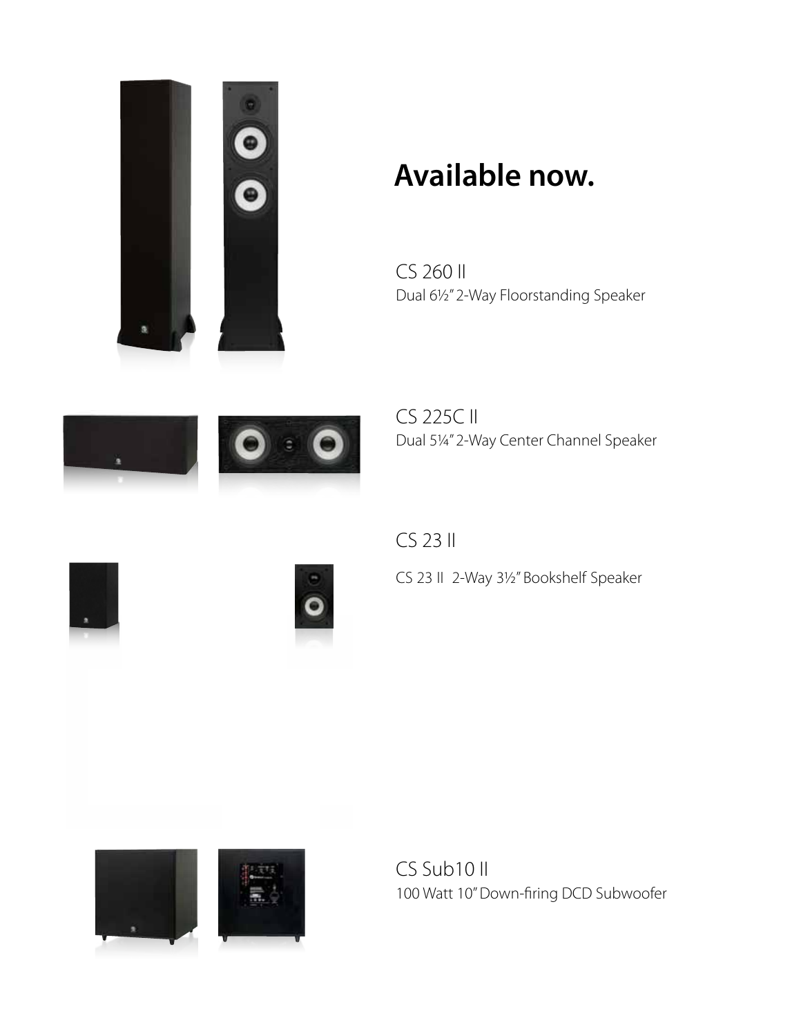# Available now.

CS 260 II

Dual 6½" 2-Way Floorstanding Speaker

CS 225C II

Dual 5¼" 2-Way Center Channel Speaker

CS 23 II

CS 23 II 2-Way 3½" Bookshelf Speaker

CS Sub10 II

100 Watt 10" Down-firing DCD Subwoofer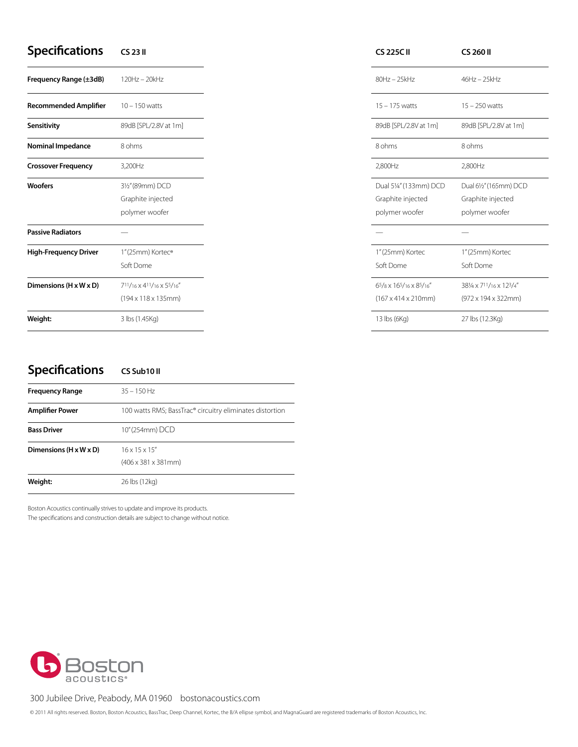## Specifications

| Specifications | CS 23 II | CS 225C II | CS 260 II |
|---|---|---|---|
| **Frequency Range (±3dB)** | 120Hz – 20kHz | 80Hz – 25kHz | 46Hz – 25kHz |
| **Recommended Amplifier** | 10 – 150 watts | 15 – 175 watts | 15 – 250 watts |
| **Sensitivity** | 89dB [SPL/2.8V at 1m] | 89dB [SPL/2.8V at 1m] | 89dB [SPL/2.8V at 1m] |
| **Nominal Impedance** | 8 ohms | 8 ohms | 8 ohms |
| **Crossover Frequency** | 3,200Hz | 2,800Hz | 2,800Hz |
| **Woofers** | 3½" (89mm) DCD Graphite injected polymer woofer | Dual 5¼" (133mm) DCD Graphite injected polymer woofer | Dual 6½" (165mm) DCD Graphite injected polymer woofer |
| **Passive Radiators** | — | — | — |
| **High-Frequency Driver** | 1" (25mm) Kortec® Soft Dome | 1" (25mm) Kortec Soft Dome | 1" (25mm) Kortec Soft Dome |
| **Dimensions (H x W x D)** | 7 11/16 x 4 11/16 x 5 5/16" (194 x 118 x 135mm) | 6 5/8 x 16 5/16 x 8 5/16" (167 x 414 x 210mm) | 38¼ x 7 11/16 x 12 3/4" (972 x 194 x 322mm) |
| **Weight:** | 3 lbs (1.45Kg) | 13 lbs (6Kg) | 27 lbs (12.3Kg) |

## Specifications

| Specifications | CS Sub10 II |
|---|---|
| **Frequency Range** | 35 – 150 Hz |
| **Amplifier Power** | 100 watts RMS; BassTrac® circuitry eliminates distortion |
| **Bass Driver** | 10" (254mm) DCD |
| **Dimensions (H x W x D)** | 16 x 15 x 15" (406 x 381 x 381mm) |
| **Weight:** | 26 lbs (12kg) |

Boston Acoustics continually strives to update and improve its products.
The specifications and construction details are subject to change without notice.

Boston acoustics®

300 Jubilee Drive, Peabody, MA 01960 bostonacoustics.com

© 2011 All rights reserved. Boston, Boston Acoustics, BassTrac, Deep Channel, Kortec, the B/A ellipse symbol, and MagnaGuard are registered trademarks of Boston Acoustics, Inc.